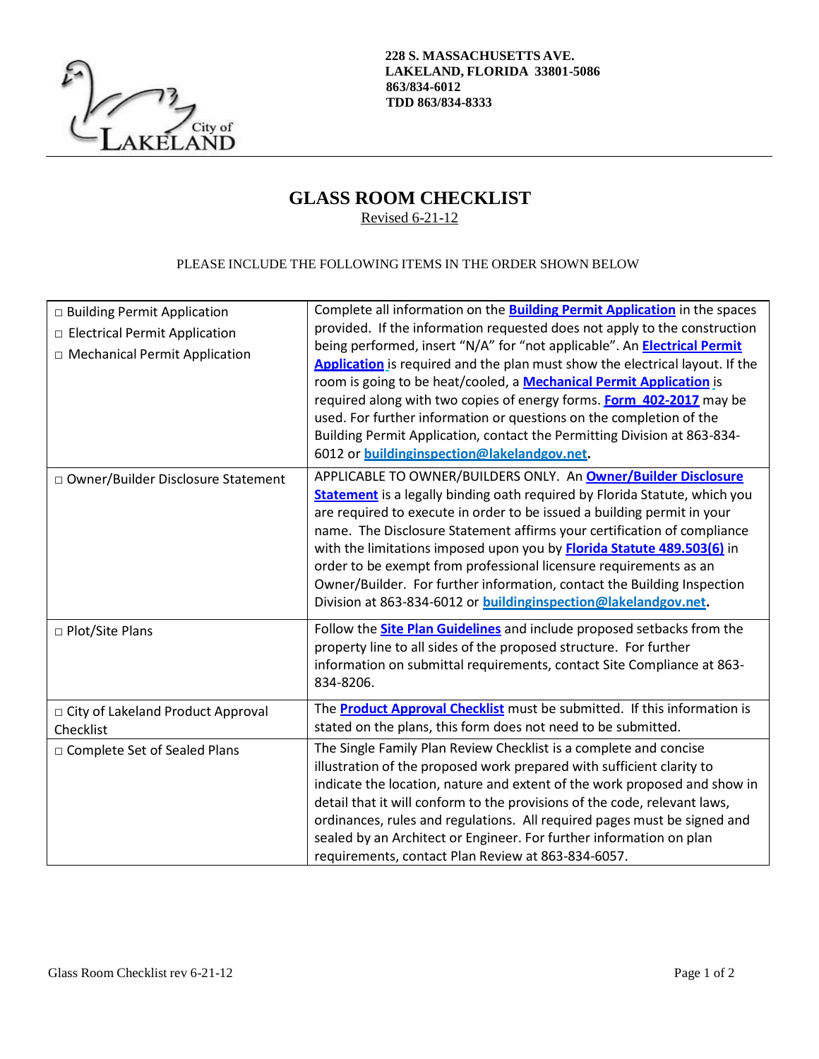228 S. MASSACHUSETTS AVE.
LAKELAND, FLORIDA 33801-5086
863/834-6012
TDD 863/834-8333

# GLASS ROOM CHECKLIST

Revised 6-21-12

PLEASE INCLUDE THE FOLLOWING ITEMS IN THE ORDER SHOWN BELOW

| | |
|---|---|
| □ Building Permit Application<br>□ Electrical Permit Application<br>□ Mechanical Permit Application | Complete all information on the **Building Permit Application** in the spaces provided. If the information requested does not apply to the construction being performed, insert "N/A" for "not applicable". An **Electrical Permit Application** is required and the plan must show the electrical layout. If the room is going to be heat/cooled, a **Mechanical Permit Application** is required along with two copies of energy forms. **Form 402-2017** may be used. For further information or questions on the completion of the Building Permit Application, contact the Permitting Division at 863-834-6012 or **buildinginspection@lakelandgov.net**. |
| □ Owner/Builder Disclosure Statement | APPLICABLE TO OWNER/BUILDERS ONLY. An **Owner/Builder Disclosure Statement** is a legally binding oath required by Florida Statute, which you are required to execute in order to be issued a building permit in your name. The Disclosure Statement affirms your certification of compliance with the limitations imposed upon you by **Florida Statute 489.503(6)** in order to be exempt from professional licensure requirements as an Owner/Builder. For further information, contact the Building Inspection Division at 863-834-6012 or **buildinginspection@lakelandgov.net**. |
| □ Plot/Site Plans | Follow the **Site Plan Guidelines** and include proposed setbacks from the property line to all sides of the proposed structure. For further information on submittal requirements, contact Site Compliance at 863-834-8206. |
| □ City of Lakeland Product Approval Checklist | The **Product Approval Checklist** must be submitted. If this information is stated on the plans, this form does not need to be submitted. |
| □ Complete Set of Sealed Plans | The Single Family Plan Review Checklist is a complete and concise illustration of the proposed work prepared with sufficient clarity to indicate the location, nature and extent of the work proposed and show in detail that it will conform to the provisions of the code, relevant laws, ordinances, rules and regulations. All required pages must be signed and sealed by an Architect or Engineer. For further information on plan requirements, contact Plan Review at 863-834-6057. |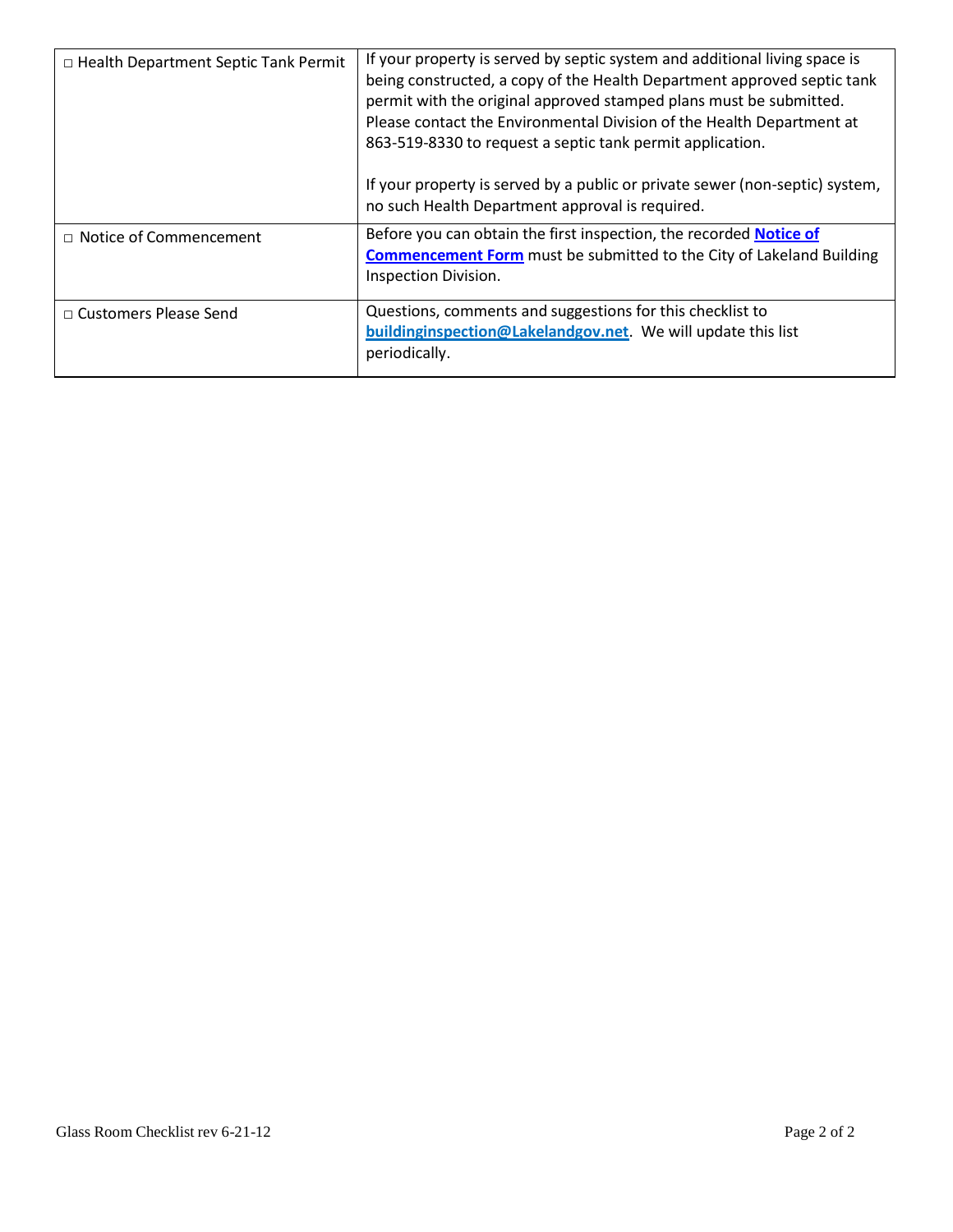| | |
|---|---|
| □ Health Department Septic Tank Permit | If your property is served by septic system and additional living space is being constructed, a copy of the Health Department approved septic tank permit with the original approved stamped plans must be submitted. Please contact the Environmental Division of the Health Department at 863-519-8330 to request a septic tank permit application.<br><br>If your property is served by a public or private sewer (non-septic) system, no such Health Department approval is required. |
| □ Notice of Commencement | Before you can obtain the first inspection, the recorded **Notice of Commencement Form** must be submitted to the City of Lakeland Building Inspection Division. |
| □ Customers Please Send | Questions, comments and suggestions for this checklist to **buildinginspection@Lakelandgov.net**. We will update this list periodically. |

Glass Room Checklist rev 6-21-12